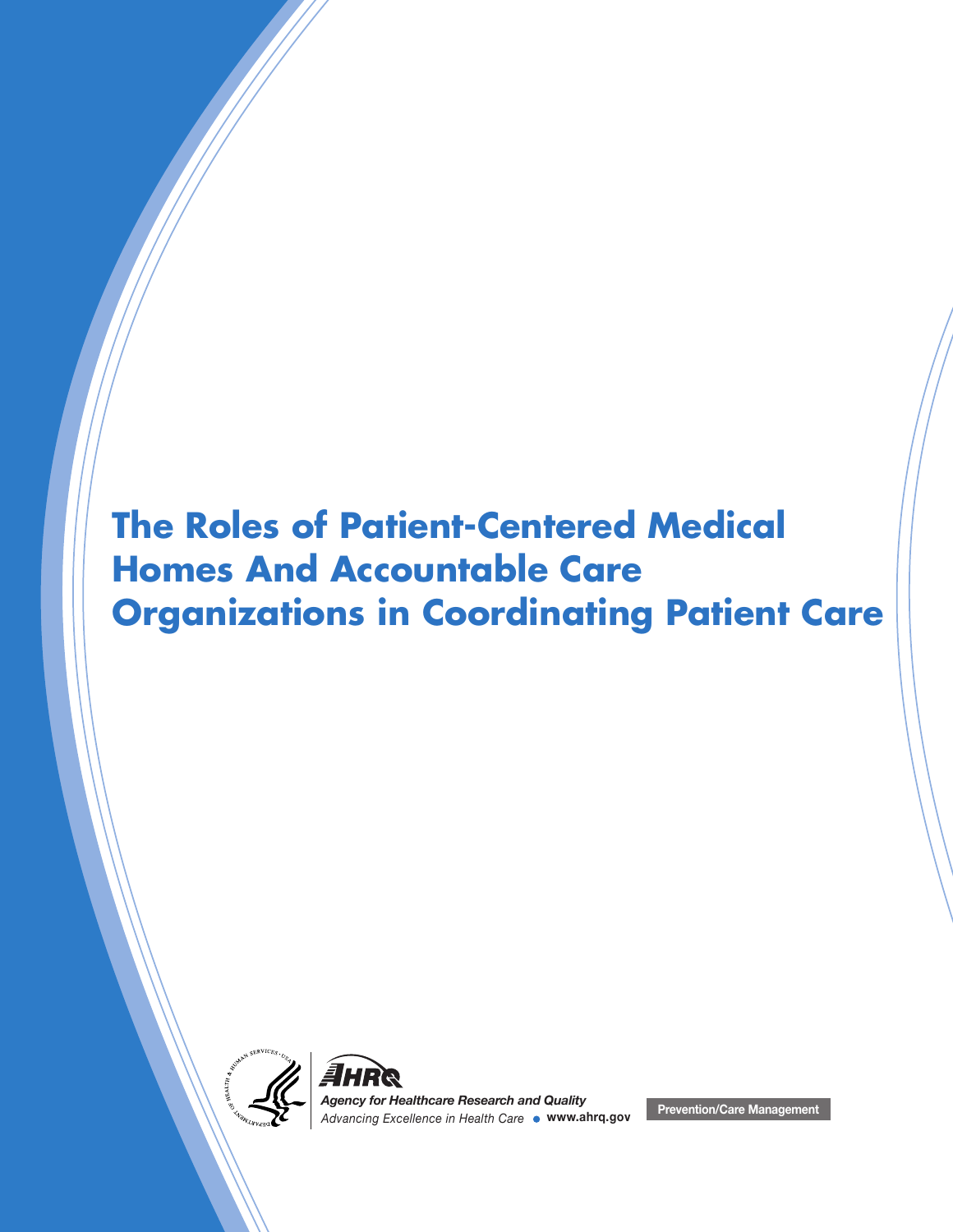# The Roles of Patient-Centered Medical Homes And Accountable Care Organizations in Coordinating Patient Care

AHRQ

*Agency for Healthcare Research and Quality*

*Advancing Excellence in Health Care* • **www.ahrq.gov**

**Prevention/Care Management**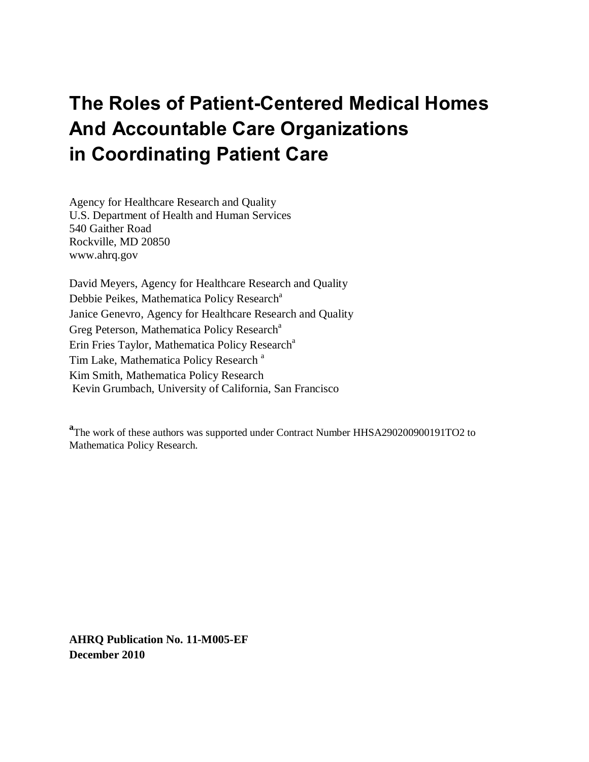# The Roles of Patient-Centered Medical Homes And Accountable Care Organizations in Coordinating Patient Care

Agency for Healthcare Research and Quality
U.S. Department of Health and Human Services
540 Gaither Road
Rockville, MD 20850
www.ahrq.gov

David Meyers, Agency for Healthcare Research and Quality
Debbie Peikes, Mathematica Policy Research[a]
Janice Genevro, Agency for Healthcare Research and Quality
Greg Peterson, Mathematica Policy Research[a]
Erin Fries Taylor, Mathematica Policy Research[a]
Tim Lake, Mathematica Policy Research [a]
Kim Smith, Mathematica Policy Research
Kevin Grumbach, University of California, San Francisco

[a]The work of these authors was supported under Contract Number HHSA290200900191TO2 to Mathematica Policy Research.

**AHRQ Publication No. 11-M005-EF**
**December 2010**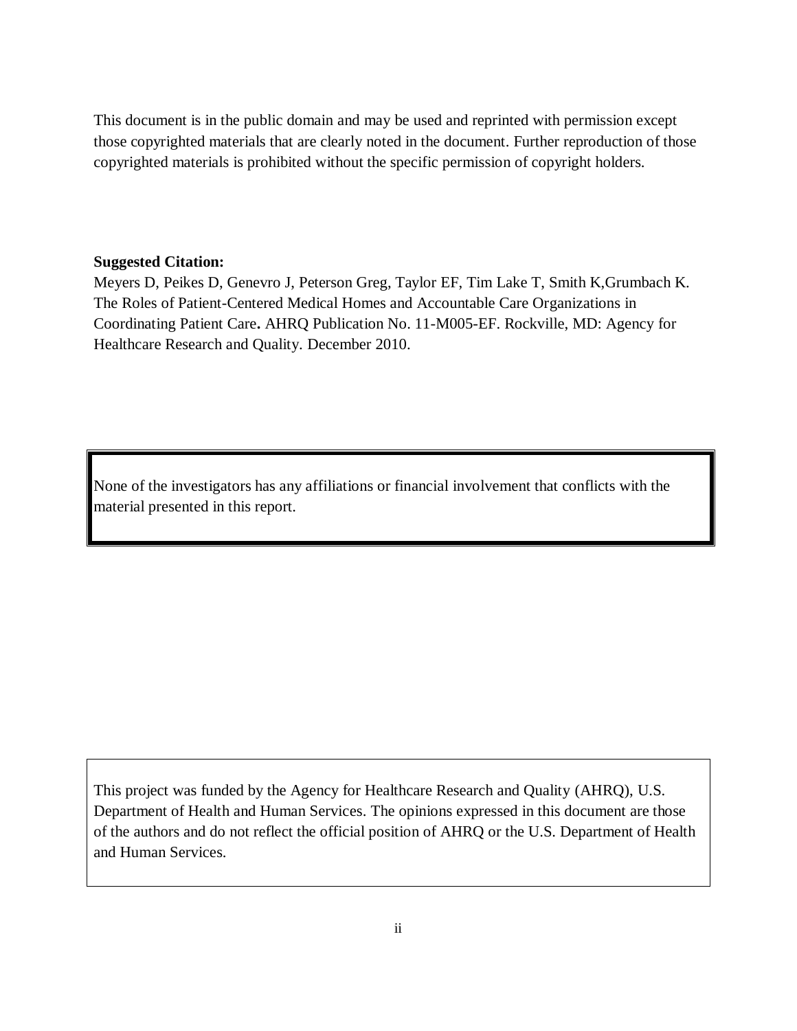This document is in the public domain and may be used and reprinted with permission except those copyrighted materials that are clearly noted in the document. Further reproduction of those copyrighted materials is prohibited without the specific permission of copyright holders.

**Suggested Citation:**
Meyers D, Peikes D, Genevro J, Peterson Greg, Taylor EF, Tim Lake T, Smith K,Grumbach K. The Roles of Patient-Centered Medical Homes and Accountable Care Organizations in Coordinating Patient Care**.** AHRQ Publication No. 11-M005-EF. Rockville, MD: Agency for Healthcare Research and Quality. December 2010.

None of the investigators has any affiliations or financial involvement that conflicts with the material presented in this report.

This project was funded by the Agency for Healthcare Research and Quality (AHRQ), U.S. Department of Health and Human Services. The opinions expressed in this document are those of the authors and do not reflect the official position of AHRQ or the U.S. Department of Health and Human Services.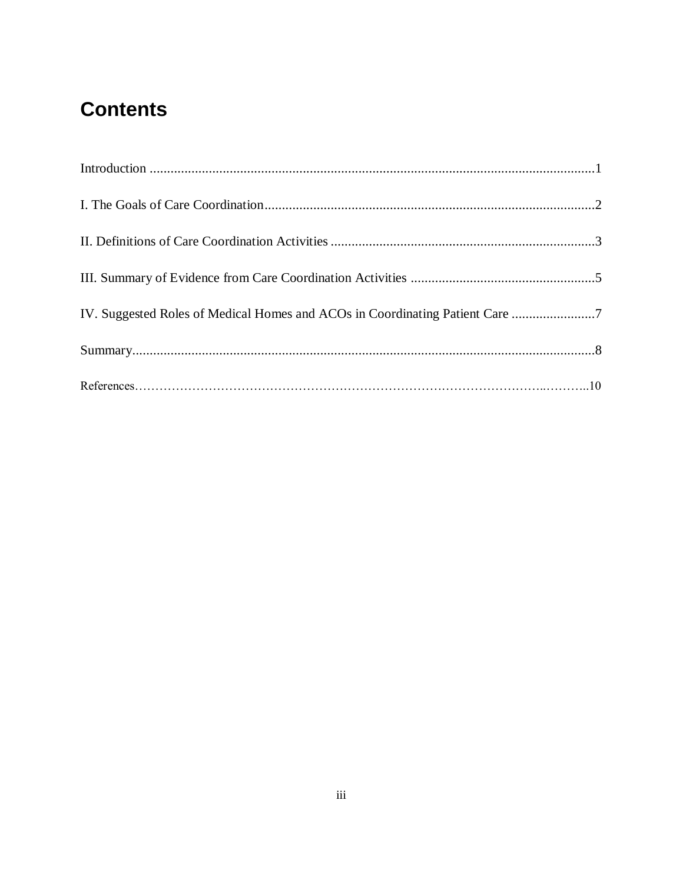# Contents

Introduction ....................................................................................................................1

I. The Goals of Care Coordination..............................................................................2

II. Definitions of Care Coordination Activities ...........................................................3

III. Summary of Evidence from Care Coordination Activities ....................................5

IV. Suggested Roles of Medical Homes and ACOs in Coordinating Patient Care ........7

Summary........................................................................................................................8

References…………………………………………………………………………………………..………..10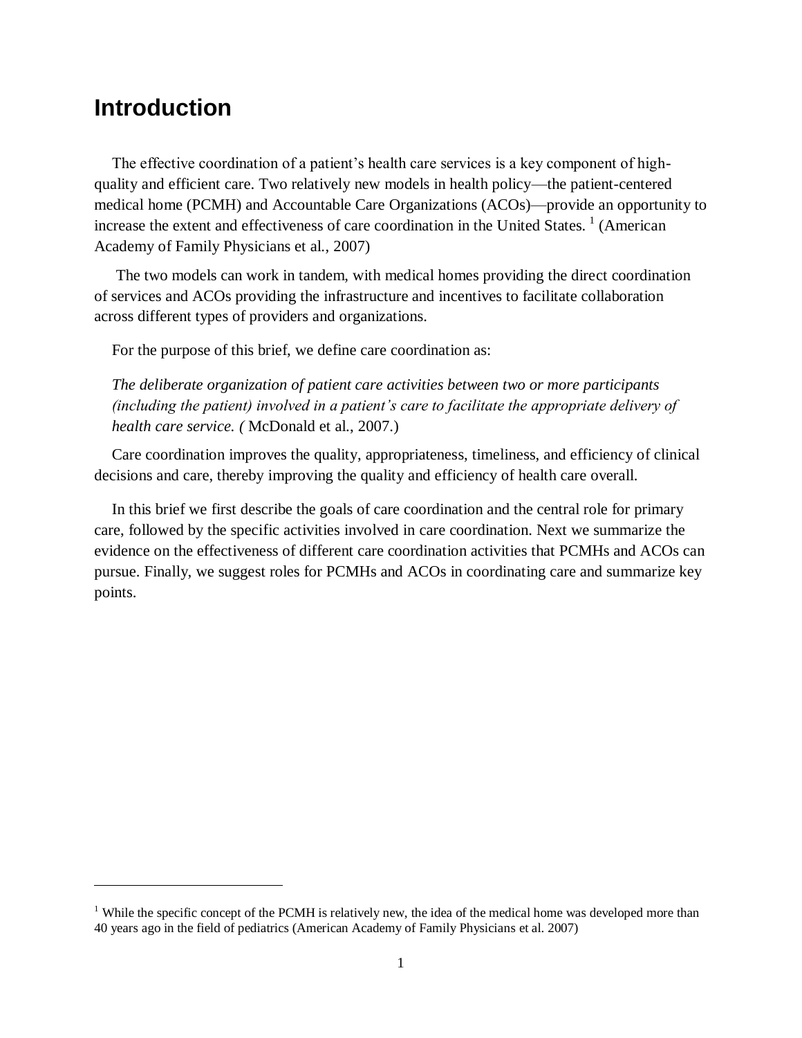# Introduction

The effective coordination of a patient's health care services is a key component of high-quality and efficient care. Two relatively new models in health policy—the patient-centered medical home (PCMH) and Accountable Care Organizations (ACOs)—provide an opportunity to increase the extent and effectiveness of care coordination in the United States. [1] (American Academy of Family Physicians et al., 2007)

The two models can work in tandem, with medical homes providing the direct coordination of services and ACOs providing the infrastructure and incentives to facilitate collaboration across different types of providers and organizations.

For the purpose of this brief, we define care coordination as:

*The deliberate organization of patient care activities between two or more participants (including the patient) involved in a patient's care to facilitate the appropriate delivery of health care service. (* McDonald et al., 2007.)

Care coordination improves the quality, appropriateness, timeliness, and efficiency of clinical decisions and care, thereby improving the quality and efficiency of health care overall.

In this brief we first describe the goals of care coordination and the central role for primary care, followed by the specific activities involved in care coordination. Next we summarize the evidence on the effectiveness of different care coordination activities that PCMHs and ACOs can pursue. Finally, we suggest roles for PCMHs and ACOs in coordinating care and summarize key points.

---

[1] While the specific concept of the PCMH is relatively new, the idea of the medical home was developed more than 40 years ago in the field of pediatrics (American Academy of Family Physicians et al. 2007)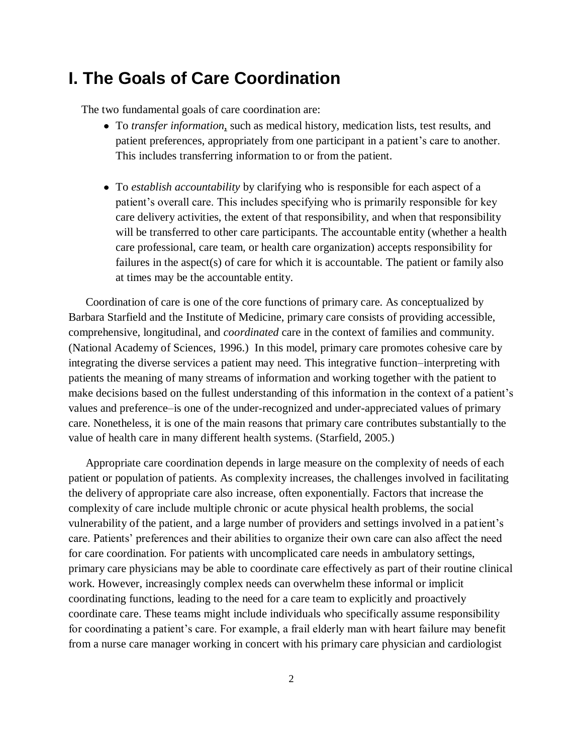## I. The Goals of Care Coordination

The two fundamental goals of care coordination are:

- To *transfer information*, such as medical history, medication lists, test results, and patient preferences, appropriately from one participant in a patient's care to another. This includes transferring information to or from the patient.

- To *establish accountability* by clarifying who is responsible for each aspect of a patient's overall care. This includes specifying who is primarily responsible for key care delivery activities, the extent of that responsibility, and when that responsibility will be transferred to other care participants. The accountable entity (whether a health care professional, care team, or health care organization) accepts responsibility for failures in the aspect(s) of care for which it is accountable. The patient or family also at times may be the accountable entity.

Coordination of care is one of the core functions of primary care. As conceptualized by Barbara Starfield and the Institute of Medicine, primary care consists of providing accessible, comprehensive, longitudinal, and *coordinated* care in the context of families and community. (National Academy of Sciences, 1996.) In this model, primary care promotes cohesive care by integrating the diverse services a patient may need. This integrative function–interpreting with patients the meaning of many streams of information and working together with the patient to make decisions based on the fullest understanding of this information in the context of a patient's values and preference–is one of the under-recognized and under-appreciated values of primary care. Nonetheless, it is one of the main reasons that primary care contributes substantially to the value of health care in many different health systems. (Starfield, 2005.)

Appropriate care coordination depends in large measure on the complexity of needs of each patient or population of patients. As complexity increases, the challenges involved in facilitating the delivery of appropriate care also increase, often exponentially. Factors that increase the complexity of care include multiple chronic or acute physical health problems, the social vulnerability of the patient, and a large number of providers and settings involved in a patient's care. Patients' preferences and their abilities to organize their own care can also affect the need for care coordination. For patients with uncomplicated care needs in ambulatory settings, primary care physicians may be able to coordinate care effectively as part of their routine clinical work. However, increasingly complex needs can overwhelm these informal or implicit coordinating functions, leading to the need for a care team to explicitly and proactively coordinate care. These teams might include individuals who specifically assume responsibility for coordinating a patient's care. For example, a frail elderly man with heart failure may benefit from a nurse care manager working in concert with his primary care physician and cardiologist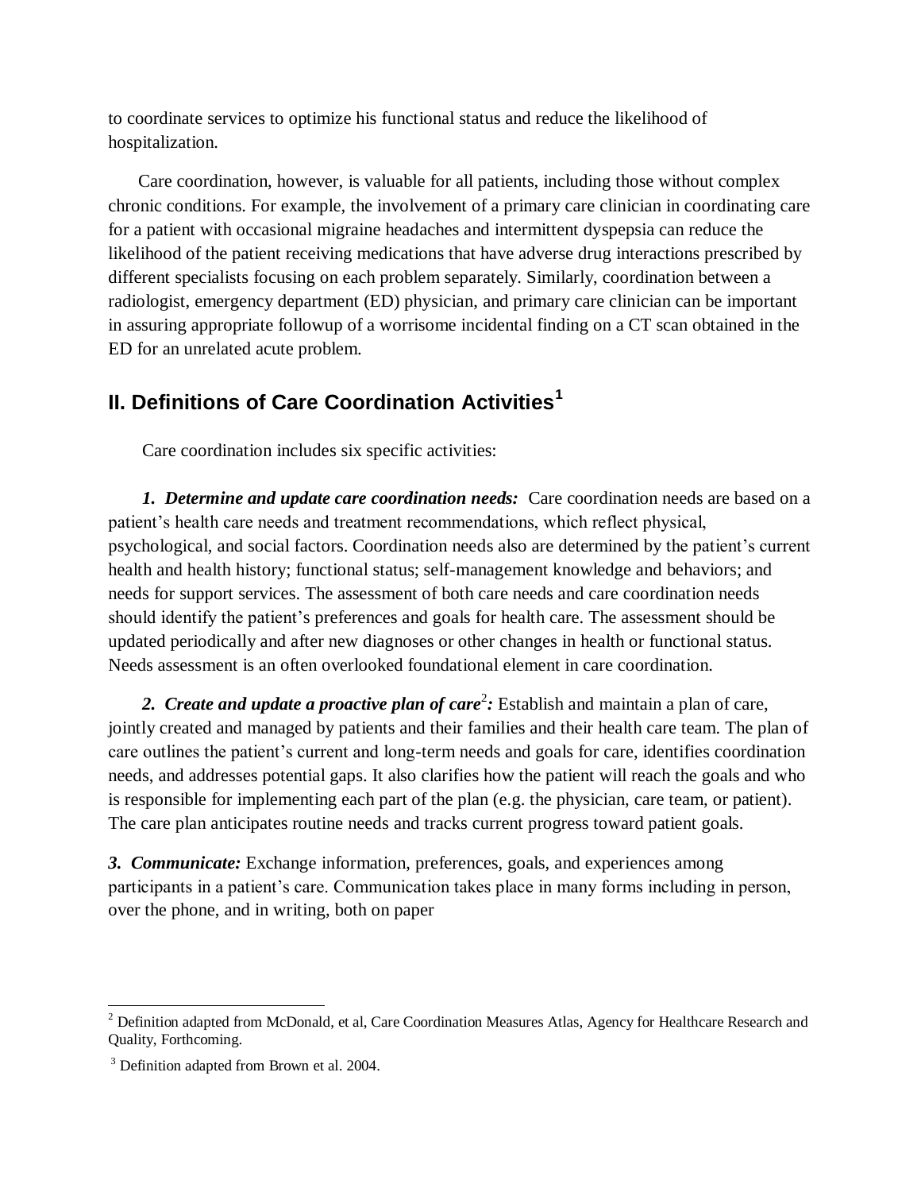to coordinate services to optimize his functional status and reduce the likelihood of hospitalization.

Care coordination, however, is valuable for all patients, including those without complex chronic conditions. For example, the involvement of a primary care clinician in coordinating care for a patient with occasional migraine headaches and intermittent dyspepsia can reduce the likelihood of the patient receiving medications that have adverse drug interactions prescribed by different specialists focusing on each problem separately. Similarly, coordination between a radiologist, emergency department (ED) physician, and primary care clinician can be important in assuring appropriate followup of a worrisome incidental finding on a CT scan obtained in the ED for an unrelated acute problem.

## II. Definitions of Care Coordination Activities[1]

Care coordination includes six specific activities:

***1. Determine and update care coordination needs:*** Care coordination needs are based on a patient's health care needs and treatment recommendations, which reflect physical, psychological, and social factors. Coordination needs also are determined by the patient's current health and health history; functional status; self-management knowledge and behaviors; and needs for support services. The assessment of both care needs and care coordination needs should identify the patient's preferences and goals for health care. The assessment should be updated periodically and after new diagnoses or other changes in health or functional status. Needs assessment is an often overlooked foundational element in care coordination.

***2. Create and update a proactive plan of care[2]:*** Establish and maintain a plan of care, jointly created and managed by patients and their families and their health care team. The plan of care outlines the patient's current and long-term needs and goals for care, identifies coordination needs, and addresses potential gaps. It also clarifies how the patient will reach the goals and who is responsible for implementing each part of the plan (e.g. the physician, care team, or patient). The care plan anticipates routine needs and tracks current progress toward patient goals.

***3. Communicate:*** Exchange information, preferences, goals, and experiences among participants in a patient's care. Communication takes place in many forms including in person, over the phone, and in writing, both on paper

---

[2] Definition adapted from McDonald, et al, Care Coordination Measures Atlas, Agency for Healthcare Research and Quality, Forthcoming.

[3] Definition adapted from Brown et al. 2004.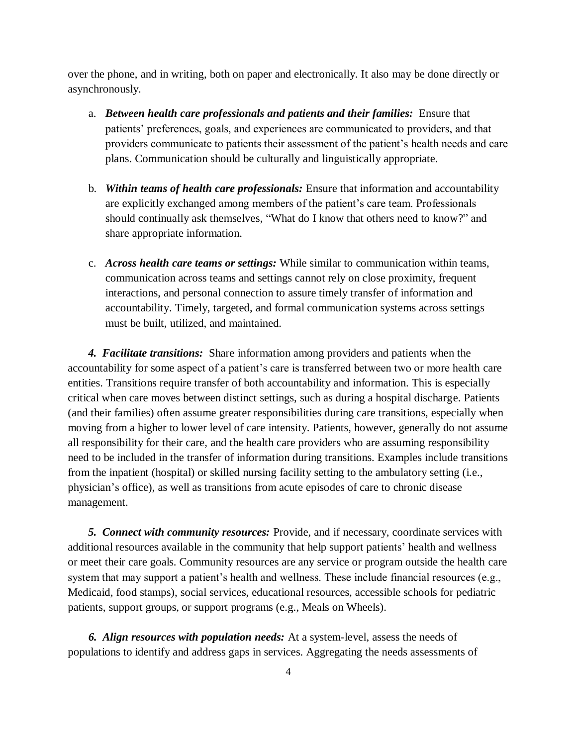over the phone, and in writing, both on paper and electronically. It also may be done directly or asynchronously.

a. ***Between health care professionals and patients and their families:*** Ensure that patients' preferences, goals, and experiences are communicated to providers, and that providers communicate to patients their assessment of the patient's health needs and care plans. Communication should be culturally and linguistically appropriate.

b. ***Within teams of health care professionals:*** Ensure that information and accountability are explicitly exchanged among members of the patient's care team. Professionals should continually ask themselves, "What do I know that others need to know?" and share appropriate information.

c. ***Across health care teams or settings:*** While similar to communication within teams, communication across teams and settings cannot rely on close proximity, frequent interactions, and personal connection to assure timely transfer of information and accountability. Timely, targeted, and formal communication systems across settings must be built, utilized, and maintained.

***4. Facilitate transitions:*** Share information among providers and patients when the accountability for some aspect of a patient's care is transferred between two or more health care entities. Transitions require transfer of both accountability and information. This is especially critical when care moves between distinct settings, such as during a hospital discharge. Patients (and their families) often assume greater responsibilities during care transitions, especially when moving from a higher to lower level of care intensity. Patients, however, generally do not assume all responsibility for their care, and the health care providers who are assuming responsibility need to be included in the transfer of information during transitions. Examples include transitions from the inpatient (hospital) or skilled nursing facility setting to the ambulatory setting (i.e., physician's office), as well as transitions from acute episodes of care to chronic disease management.

***5. Connect with community resources:*** Provide, and if necessary, coordinate services with additional resources available in the community that help support patients' health and wellness or meet their care goals. Community resources are any service or program outside the health care system that may support a patient's health and wellness. These include financial resources (e.g., Medicaid, food stamps), social services, educational resources, accessible schools for pediatric patients, support groups, or support programs (e.g., Meals on Wheels).

***6. Align resources with population needs:*** At a system-level, assess the needs of populations to identify and address gaps in services. Aggregating the needs assessments of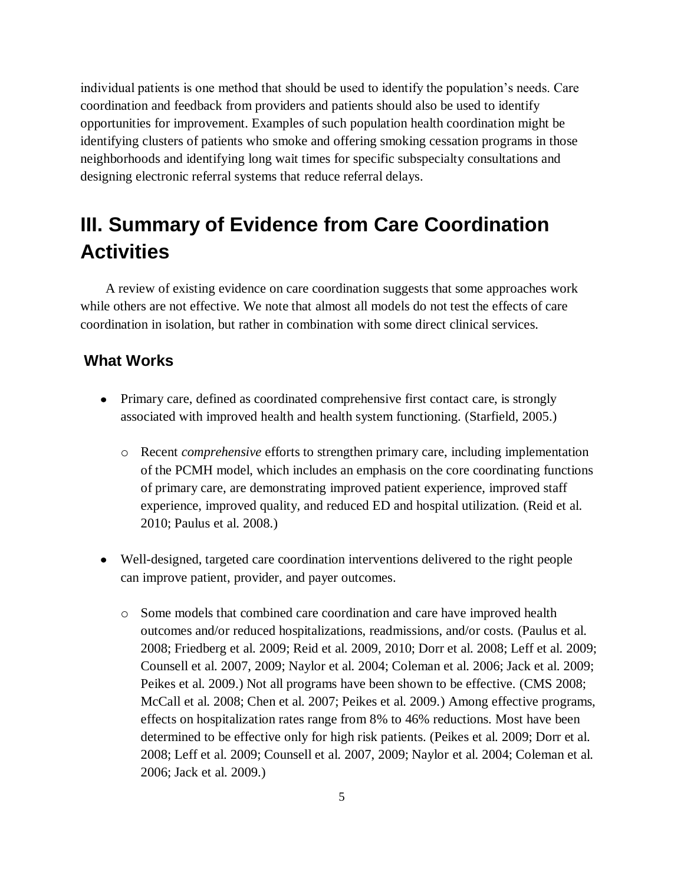individual patients is one method that should be used to identify the population's needs. Care coordination and feedback from providers and patients should also be used to identify opportunities for improvement. Examples of such population health coordination might be identifying clusters of patients who smoke and offering smoking cessation programs in those neighborhoods and identifying long wait times for specific subspecialty consultations and designing electronic referral systems that reduce referral delays.

# III. Summary of Evidence from Care Coordination Activities

A review of existing evidence on care coordination suggests that some approaches work while others are not effective. We note that almost all models do not test the effects of care coordination in isolation, but rather in combination with some direct clinical services.

## What Works

- Primary care, defined as coordinated comprehensive first contact care, is strongly associated with improved health and health system functioning. (Starfield, 2005.)
  - Recent *comprehensive* efforts to strengthen primary care, including implementation of the PCMH model, which includes an emphasis on the core coordinating functions of primary care, are demonstrating improved patient experience, improved staff experience, improved quality, and reduced ED and hospital utilization. (Reid et al. 2010; Paulus et al. 2008.)
- Well-designed, targeted care coordination interventions delivered to the right people can improve patient, provider, and payer outcomes.
  - Some models that combined care coordination and care have improved health outcomes and/or reduced hospitalizations, readmissions, and/or costs. (Paulus et al. 2008; Friedberg et al. 2009; Reid et al. 2009, 2010; Dorr et al. 2008; Leff et al. 2009; Counsell et al. 2007, 2009; Naylor et al. 2004; Coleman et al. 2006; Jack et al. 2009; Peikes et al. 2009.) Not all programs have been shown to be effective. (CMS 2008; McCall et al. 2008; Chen et al. 2007; Peikes et al. 2009.) Among effective programs, effects on hospitalization rates range from 8% to 46% reductions. Most have been determined to be effective only for high risk patients. (Peikes et al. 2009; Dorr et al. 2008; Leff et al. 2009; Counsell et al. 2007, 2009; Naylor et al. 2004; Coleman et al. 2006; Jack et al. 2009.)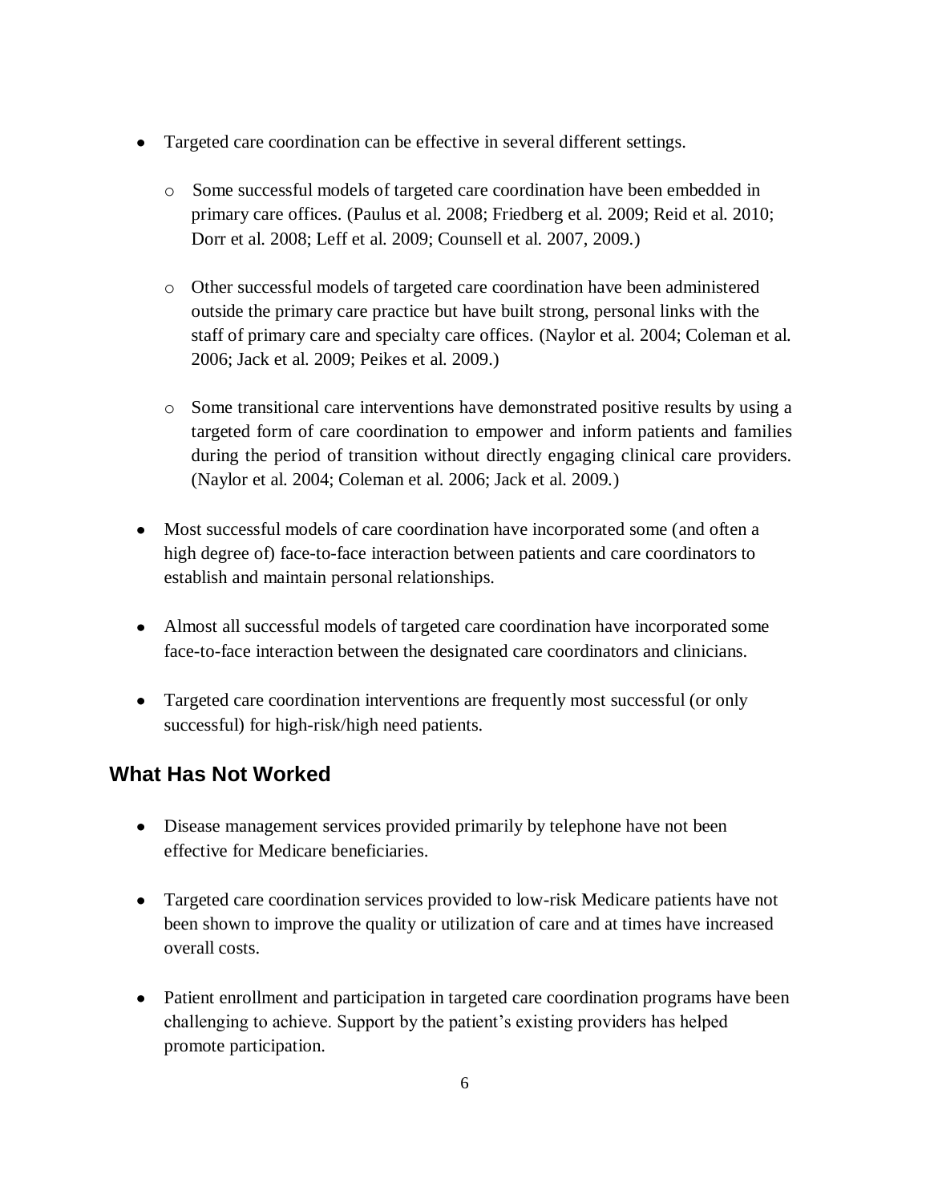- Targeted care coordination can be effective in several different settings.
  - Some successful models of targeted care coordination have been embedded in primary care offices. (Paulus et al. 2008; Friedberg et al. 2009; Reid et al. 2010; Dorr et al. 2008; Leff et al. 2009; Counsell et al. 2007, 2009.)
  - Other successful models of targeted care coordination have been administered outside the primary care practice but have built strong, personal links with the staff of primary care and specialty care offices. (Naylor et al. 2004; Coleman et al. 2006; Jack et al. 2009; Peikes et al. 2009.)
  - Some transitional care interventions have demonstrated positive results by using a targeted form of care coordination to empower and inform patients and families during the period of transition without directly engaging clinical care providers. (Naylor et al. 2004; Coleman et al. 2006; Jack et al. 2009.)
- Most successful models of care coordination have incorporated some (and often a high degree of) face-to-face interaction between patients and care coordinators to establish and maintain personal relationships.
- Almost all successful models of targeted care coordination have incorporated some face-to-face interaction between the designated care coordinators and clinicians.
- Targeted care coordination interventions are frequently most successful (or only successful) for high-risk/high need patients.

## What Has Not Worked

- Disease management services provided primarily by telephone have not been effective for Medicare beneficiaries.
- Targeted care coordination services provided to low-risk Medicare patients have not been shown to improve the quality or utilization of care and at times have increased overall costs.
- Patient enrollment and participation in targeted care coordination programs have been challenging to achieve. Support by the patient's existing providers has helped promote participation.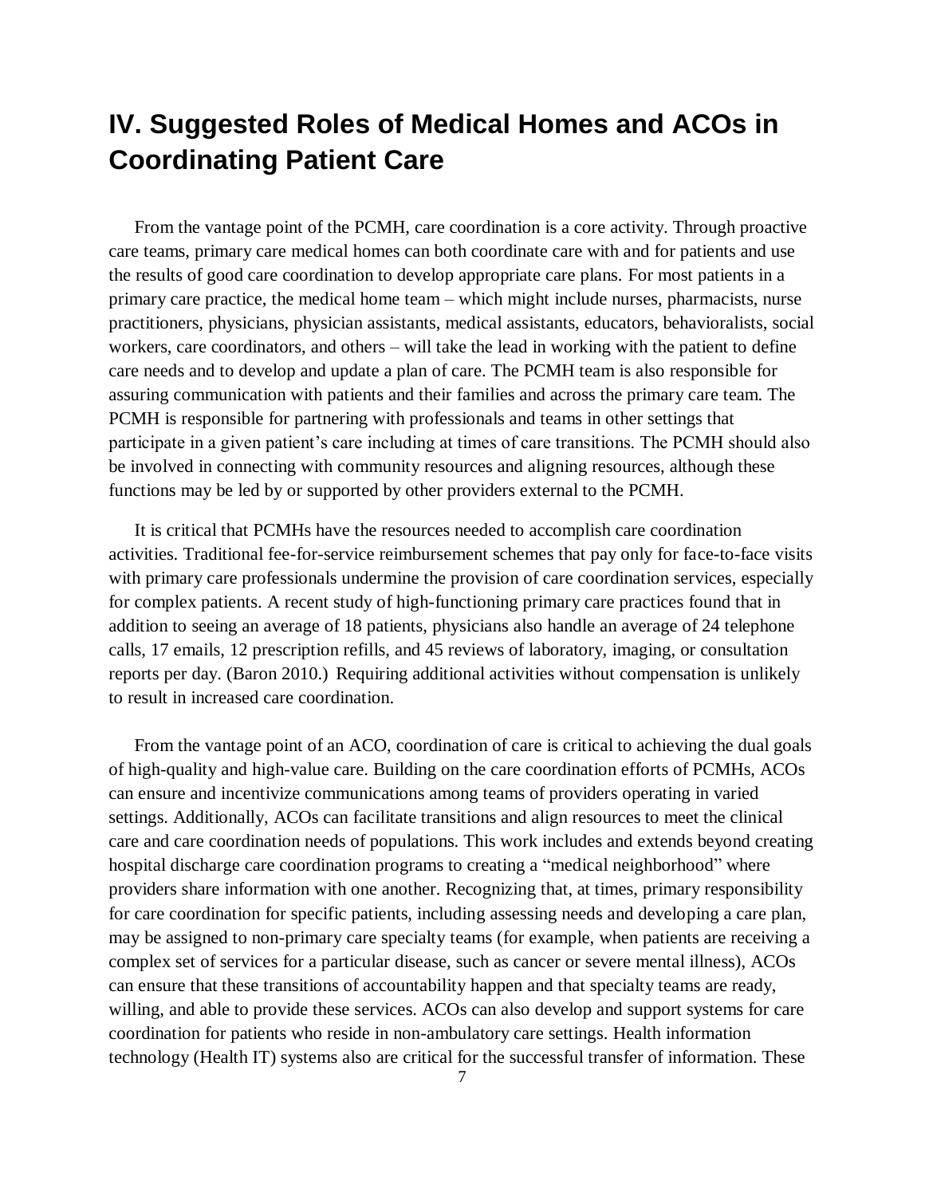# IV. Suggested Roles of Medical Homes and ACOs in Coordinating Patient Care

From the vantage point of the PCMH, care coordination is a core activity. Through proactive care teams, primary care medical homes can both coordinate care with and for patients and use the results of good care coordination to develop appropriate care plans. For most patients in a primary care practice, the medical home team – which might include nurses, pharmacists, nurse practitioners, physicians, physician assistants, medical assistants, educators, behavioralists, social workers, care coordinators, and others – will take the lead in working with the patient to define care needs and to develop and update a plan of care. The PCMH team is also responsible for assuring communication with patients and their families and across the primary care team. The PCMH is responsible for partnering with professionals and teams in other settings that participate in a given patient's care including at times of care transitions. The PCMH should also be involved in connecting with community resources and aligning resources, although these functions may be led by or supported by other providers external to the PCMH.

It is critical that PCMHs have the resources needed to accomplish care coordination activities. Traditional fee-for-service reimbursement schemes that pay only for face-to-face visits with primary care professionals undermine the provision of care coordination services, especially for complex patients. A recent study of high-functioning primary care practices found that in addition to seeing an average of 18 patients, physicians also handle an average of 24 telephone calls, 17 emails, 12 prescription refills, and 45 reviews of laboratory, imaging, or consultation reports per day. (Baron 2010.) Requiring additional activities without compensation is unlikely to result in increased care coordination.

From the vantage point of an ACO, coordination of care is critical to achieving the dual goals of high-quality and high-value care. Building on the care coordination efforts of PCMHs, ACOs can ensure and incentivize communications among teams of providers operating in varied settings. Additionally, ACOs can facilitate transitions and align resources to meet the clinical care and care coordination needs of populations. This work includes and extends beyond creating hospital discharge care coordination programs to creating a "medical neighborhood" where providers share information with one another. Recognizing that, at times, primary responsibility for care coordination for specific patients, including assessing needs and developing a care plan, may be assigned to non-primary care specialty teams (for example, when patients are receiving a complex set of services for a particular disease, such as cancer or severe mental illness), ACOs can ensure that these transitions of accountability happen and that specialty teams are ready, willing, and able to provide these services. ACOs can also develop and support systems for care coordination for patients who reside in non-ambulatory care settings. Health information technology (Health IT) systems also are critical for the successful transfer of information. These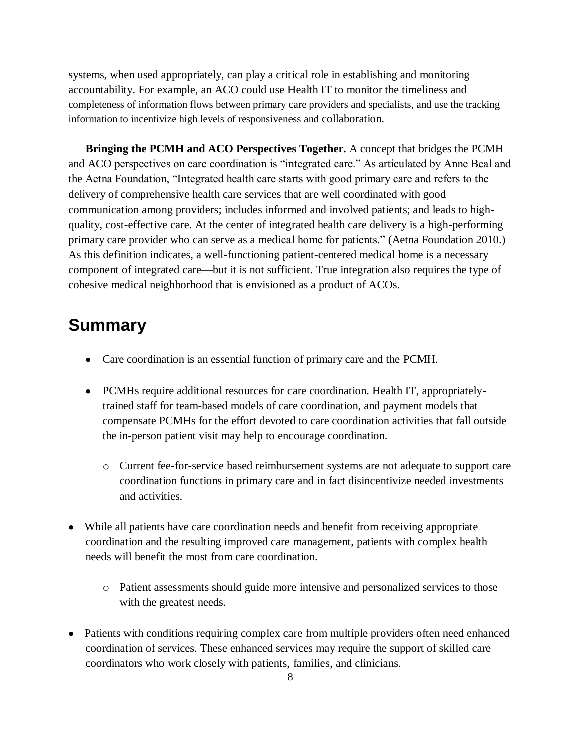systems, when used appropriately, can play a critical role in establishing and monitoring accountability. For example, an ACO could use Health IT to monitor the timeliness and completeness of information flows between primary care providers and specialists, and use the tracking information to incentivize high levels of responsiveness and collaboration.

**Bringing the PCMH and ACO Perspectives Together.** A concept that bridges the PCMH and ACO perspectives on care coordination is "integrated care." As articulated by Anne Beal and the Aetna Foundation, "Integrated health care starts with good primary care and refers to the delivery of comprehensive health care services that are well coordinated with good communication among providers; includes informed and involved patients; and leads to high-quality, cost-effective care. At the center of integrated health care delivery is a high-performing primary care provider who can serve as a medical home for patients." (Aetna Foundation 2010.) As this definition indicates, a well-functioning patient-centered medical home is a necessary component of integrated care—but it is not sufficient. True integration also requires the type of cohesive medical neighborhood that is envisioned as a product of ACOs.

## Summary

- Care coordination is an essential function of primary care and the PCMH.
- PCMHs require additional resources for care coordination. Health IT, appropriately-trained staff for team-based models of care coordination, and payment models that compensate PCMHs for the effort devoted to care coordination activities that fall outside the in-person patient visit may help to encourage coordination.
    - Current fee-for-service based reimbursement systems are not adequate to support care coordination functions in primary care and in fact disincentivize needed investments and activities.
- While all patients have care coordination needs and benefit from receiving appropriate coordination and the resulting improved care management, patients with complex health needs will benefit the most from care coordination.
    - Patient assessments should guide more intensive and personalized services to those with the greatest needs.
- Patients with conditions requiring complex care from multiple providers often need enhanced coordination of services. These enhanced services may require the support of skilled care coordinators who work closely with patients, families, and clinicians.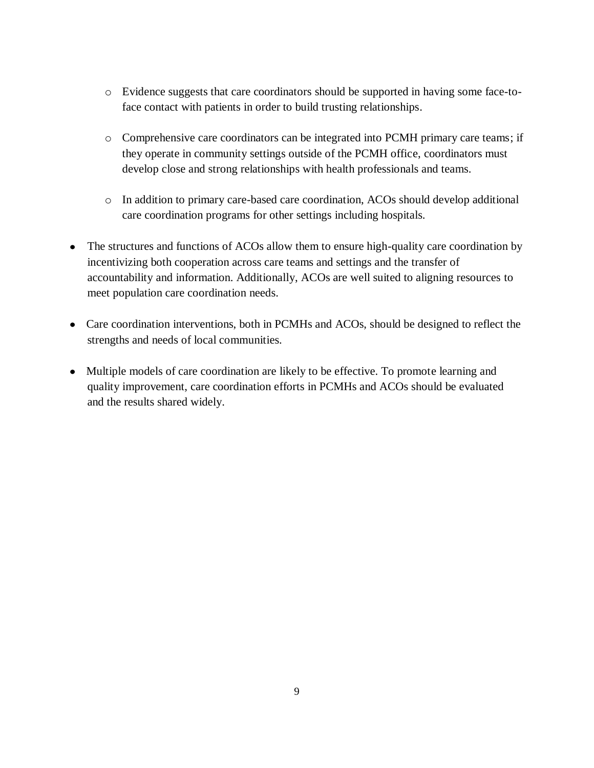- Evidence suggests that care coordinators should be supported in having some face-to-face contact with patients in order to build trusting relationships.

  - Comprehensive care coordinators can be integrated into PCMH primary care teams; if they operate in community settings outside of the PCMH office, coordinators must develop close and strong relationships with health professionals and teams.

  - In addition to primary care-based care coordination, ACOs should develop additional care coordination programs for other settings including hospitals.

- The structures and functions of ACOs allow them to ensure high-quality care coordination by incentivizing both cooperation across care teams and settings and the transfer of accountability and information. Additionally, ACOs are well suited to aligning resources to meet population care coordination needs.

- Care coordination interventions, both in PCMHs and ACOs, should be designed to reflect the strengths and needs of local communities.

- Multiple models of care coordination are likely to be effective. To promote learning and quality improvement, care coordination efforts in PCMHs and ACOs should be evaluated and the results shared widely.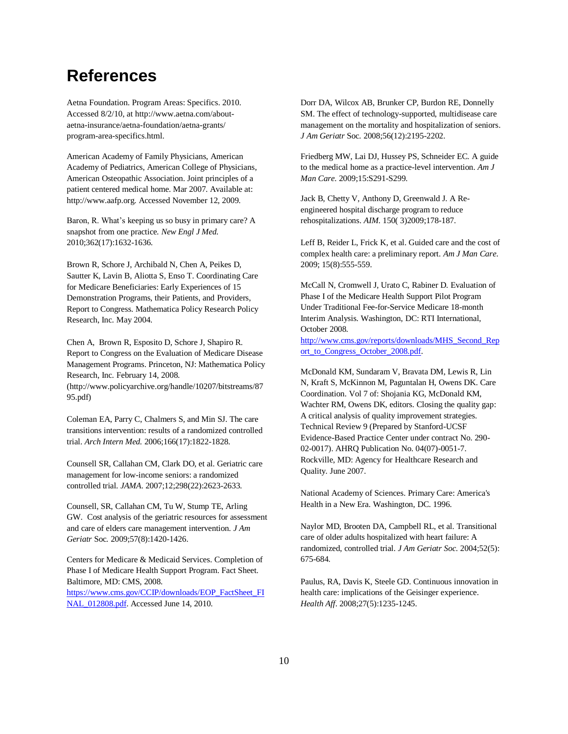# References

Aetna Foundation. Program Areas: Specifics. 2010. Accessed 8/2/10, at http://www.aetna.com/about-aetna-insurance/aetna-foundation/aetna-grants/program-area-specifics.html.

American Academy of Family Physicians, American Academy of Pediatrics, American College of Physicians, American Osteopathic Association. Joint principles of a patient centered medical home. Mar 2007. Available at: http://www.aafp.org. Accessed November 12, 2009.

Baron, R. What's keeping us so busy in primary care? A snapshot from one practice. *New Engl J Med.* 2010;362(17):1632-1636.

Brown R, Schore J, Archibald N, Chen A, Peikes D, Sautter K, Lavin B, Aliotta S, Enso T. Coordinating Care for Medicare Beneficiaries: Early Experiences of 15 Demonstration Programs, their Patients, and Providers, Report to Congress. Mathematica Policy Research Policy Research, Inc. May 2004.

Chen A, Brown R, Esposito D, Schore J, Shapiro R. Report to Congress on the Evaluation of Medicare Disease Management Programs. Princeton, NJ: Mathematica Policy Research, Inc. February 14, 2008. (http://www.policyarchive.org/handle/10207/bitstreams/8795.pdf)

Coleman EA, Parry C, Chalmers S, and Min SJ. The care transitions intervention: results of a randomized controlled trial. *Arch Intern Med.* 2006;166(17):1822-1828.

Counsell SR, Callahan CM, Clark DO, et al. Geriatric care management for low-income seniors: a randomized controlled trial. *JAMA*. 2007;12;298(22):2623-2633.

Counsell, SR, Callahan CM, Tu W, Stump TE, Arling GW. Cost analysis of the geriatric resources for assessment and care of elders care management intervention. *J Am Geriatr* Soc. 2009;57(8):1420-1426.

Centers for Medicare & Medicaid Services. Completion of Phase I of Medicare Health Support Program. Fact Sheet. Baltimore, MD: CMS, 2008. https://www.cms.gov/CCIP/downloads/EOP_FactSheet_FINAL_012808.pdf. Accessed June 14, 2010.

Dorr DA, Wilcox AB, Brunker CP, Burdon RE, Donnelly SM. The effect of technology-supported, multidisease care management on the mortality and hospitalization of seniors. *J Am Geriatr* Soc. 2008;56(12):2195-2202.

Friedberg MW, Lai DJ, Hussey PS, Schneider EC. A guide to the medical home as a practice-level intervention. *Am J Man Care.* 2009;15:S291-S299.

Jack B, Chetty V, Anthony D, Greenwald J. A Re-engineered hospital discharge program to reduce rehospitalizations. *AIM.* 150( 3)2009;178-187.

Leff B, Reider L, Frick K, et al. Guided care and the cost of complex health care: a preliminary report. *Am J Man Care.* 2009; 15(8):555-559.

McCall N, Cromwell J, Urato C, Rabiner D. Evaluation of Phase I of the Medicare Health Support Pilot Program Under Traditional Fee-for-Service Medicare 18-month Interim Analysis. Washington, DC: RTI International, October 2008. http://www.cms.gov/reports/downloads/MHS_Second_Report_to_Congress_October_2008.pdf.

McDonald KM, Sundaram V, Bravata DM, Lewis R, Lin N, Kraft S, McKinnon M, Paguntalan H, Owens DK. Care Coordination. Vol 7 of: Shojania KG, McDonald KM, Wachter RM, Owens DK, editors. Closing the quality gap: A critical analysis of quality improvement strategies. Technical Review 9 (Prepared by Stanford-UCSF Evidence-Based Practice Center under contract No. 290-02-0017). AHRQ Publication No. 04(07)-0051-7. Rockville, MD: Agency for Healthcare Research and Quality. June 2007.

National Academy of Sciences. Primary Care: America's Health in a New Era. Washington, DC. 1996.

Naylor MD, Brooten DA, Campbell RL, et al. Transitional care of older adults hospitalized with heart failure: A randomized, controlled trial. *J Am Geriatr Soc.* 2004;52(5): 675-684.

Paulus, RA, Davis K, Steele GD. Continuous innovation in health care: implications of the Geisinger experience. *Health Aff*. 2008;27(5):1235-1245.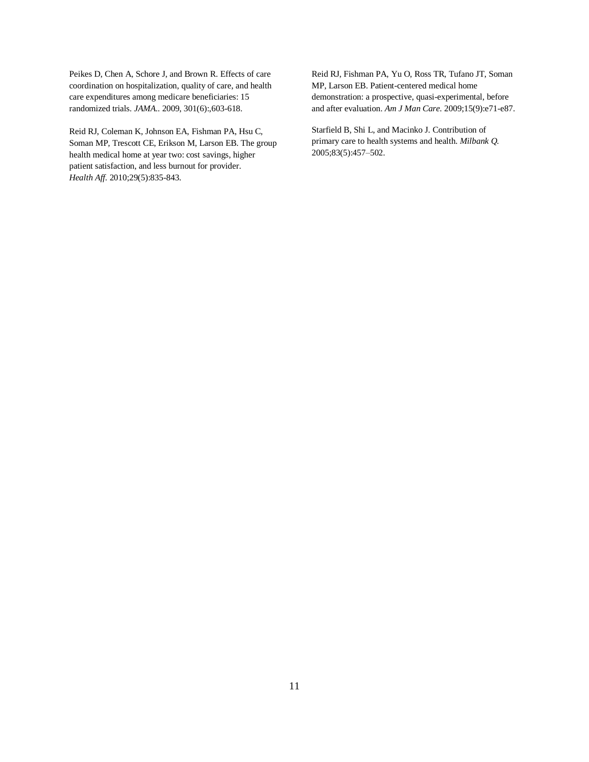Peikes D, Chen A, Schore J, and Brown R. Effects of care coordination on hospitalization, quality of care, and health care expenditures among medicare beneficiaries: 15 randomized trials. *JAMA.*. 2009, 301(6):,603-618.

Reid RJ, Coleman K, Johnson EA, Fishman PA, Hsu C, Soman MP, Trescott CE, Erikson M, Larson EB. The group health medical home at year two: cost savings, higher patient satisfaction, and less burnout for provider. *Health Aff.* 2010;29(5):835-843.

Reid RJ, Fishman PA, Yu O, Ross TR, Tufano JT, Soman MP, Larson EB. Patient-centered medical home demonstration: a prospective, quasi-experimental, before and after evaluation. *Am J Man Care.* 2009;15(9):e71-e87.

Starfield B, Shi L, and Macinko J. Contribution of primary care to health systems and health. *Milbank Q.* 2005;83(5):457–502.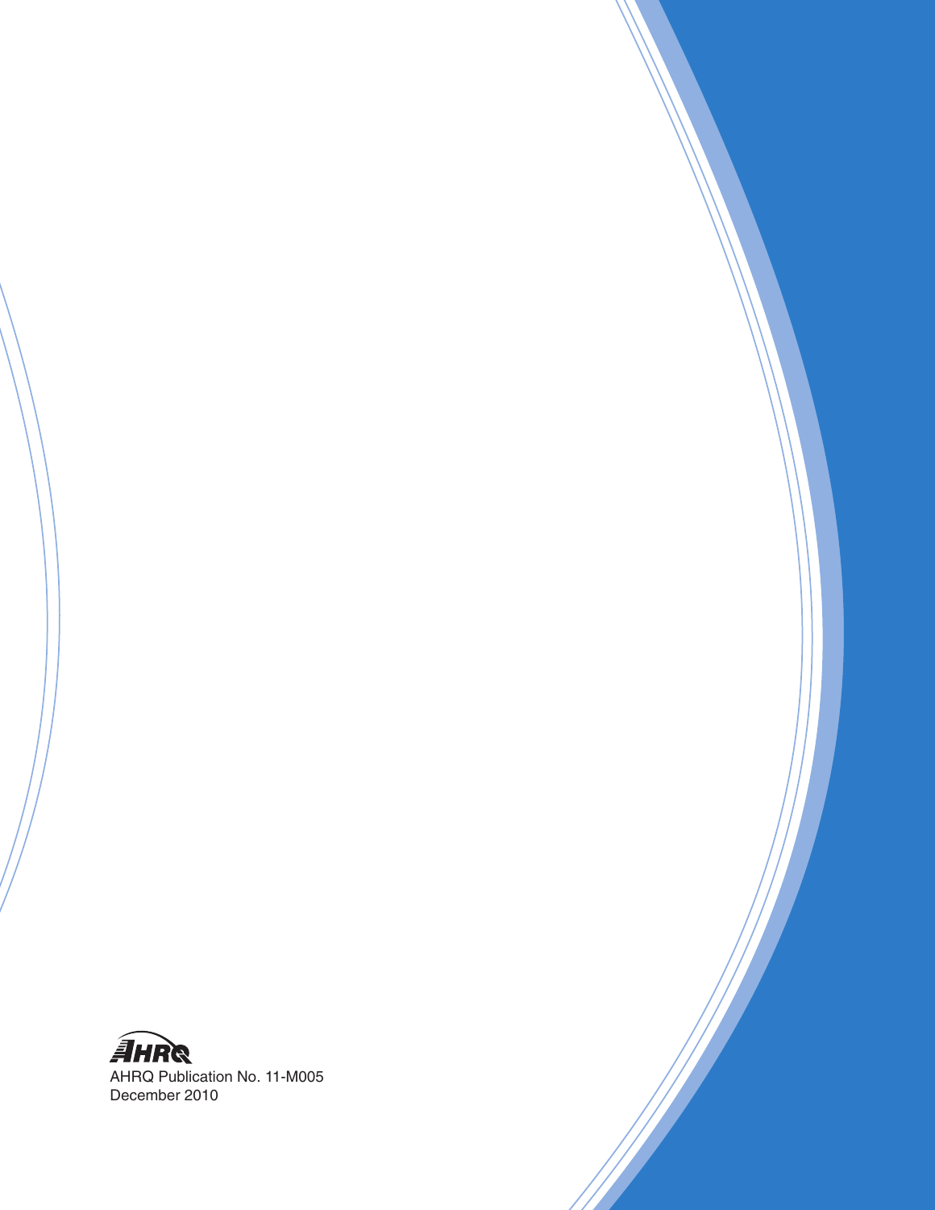AHRQ

AHRQ Publication No. 11-M005
December 2010